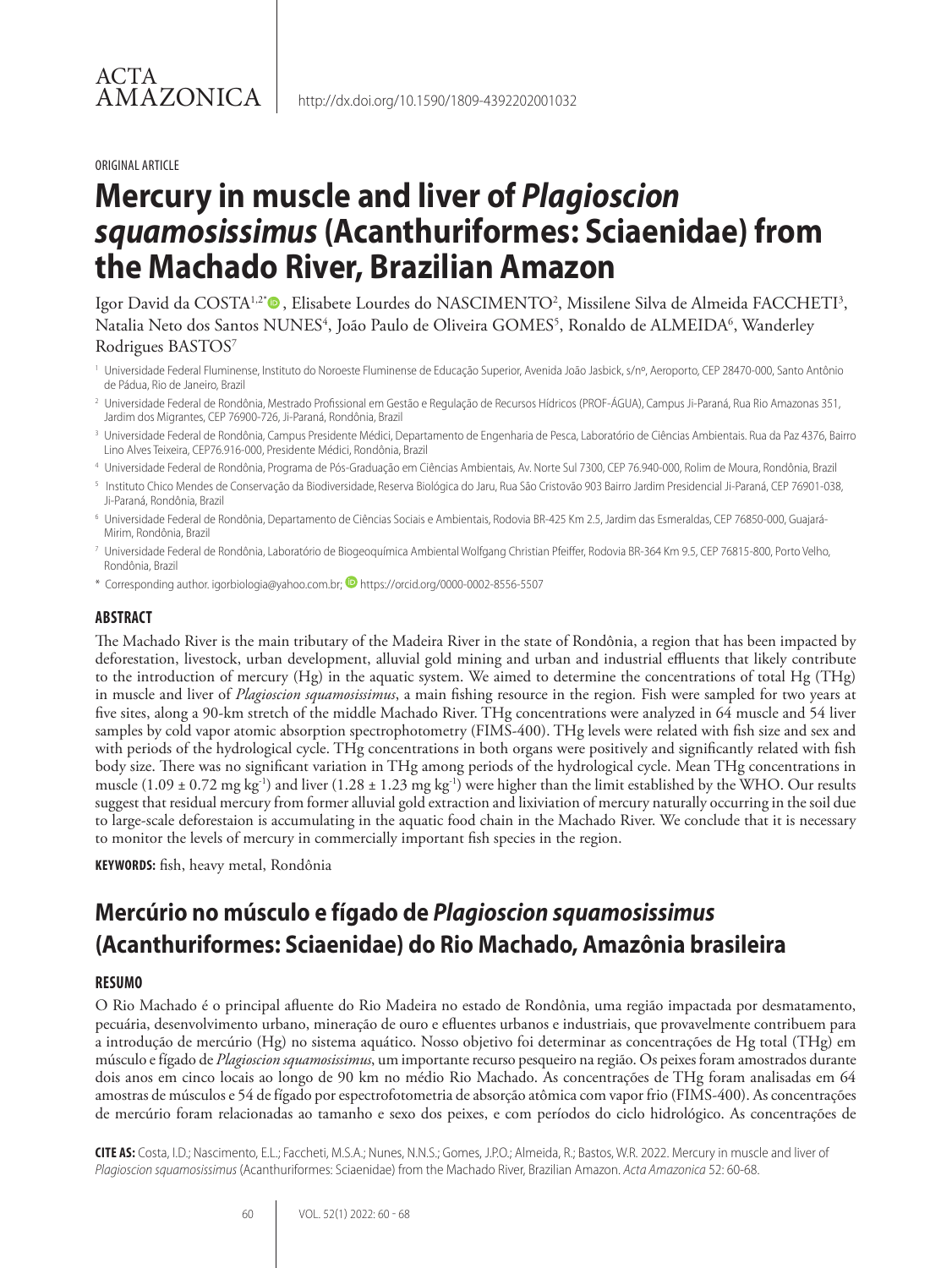ACTA AMAZONICA

http://dx.doi.org/10.1590/1809-4392202001032

ORIGINAL ARTICLE

# Mercury in muscle and liver of *Plagioscion squamosissimus* (Acanthuriformes: Sciaenidae) from the Machado River, Brazilian Amazon

Igor David da COSTA[1,2*], Elisabete Lourdes do NASCIMENTO[2], Missilene Silva de Almeida FACCHETI[3], Natalia Neto dos Santos NUNES[4], João Paulo de Oliveira GOMES[5], Ronaldo de ALMEIDA[6], Wanderley Rodrigues BASTOS[7]

[1] Universidade Federal Fluminense, Instituto do Noroeste Fluminense de Educação Superior, Avenida João Jasbick, s/nº, Aeroporto, CEP 28470-000, Santo Antônio de Pádua, Rio de Janeiro, Brazil

[2] Universidade Federal de Rondônia, Mestrado Profissional em Gestão e Regulação de Recursos Hídricos (PROF-ÁGUA), Campus Ji-Paraná, Rua Rio Amazonas 351, Jardim dos Migrantes, CEP 76900-726, Ji-Paraná, Rondônia, Brazil

[3] Universidade Federal de Rondônia, Campus Presidente Médici, Departamento de Engenharia de Pesca, Laboratório de Ciências Ambientais. Rua da Paz 4376, Bairro Lino Alves Teixeira, CEP76.916-000, Presidente Médici, Rondônia, Brazil

[4] Universidade Federal de Rondônia, Programa de Pós-Graduação em Ciências Ambientais, Av. Norte Sul 7300, CEP 76.940-000, Rolim de Moura, Rondônia, Brazil

[5] Instituto Chico Mendes de Conservação da Biodiversidade, Reserva Biológica do Jaru, Rua São Cristovão 903 Bairro Jardim Presidencial Ji-Paraná, CEP 76901-038, Ji-Paraná, Rondônia, Brazil

[6] Universidade Federal de Rondônia, Departamento de Ciências Sociais e Ambientais, Rodovia BR-425 Km 2.5, Jardim das Esmeraldas, CEP 76850-000, Guajará-Mirim, Rondônia, Brazil

[7] Universidade Federal de Rondônia, Laboratório de Biogeoquímica Ambiental Wolfgang Christian Pfeiffer, Rodovia BR-364 Km 9.5, CEP 76815-800, Porto Velho, Rondônia, Brazil

\* Corresponding author. igorbiologia@yahoo.com.br; https://orcid.org/0000-0002-8556-5507

## ABSTRACT

The Machado River is the main tributary of the Madeira River in the state of Rondônia, a region that has been impacted by deforestation, livestock, urban development, alluvial gold mining and urban and industrial effluents that likely contribute to the introduction of mercury (Hg) in the aquatic system. We aimed to determine the concentrations of total Hg (THg) in muscle and liver of *Plagioscion squamosissimus*, a main fishing resource in the region. Fish were sampled for two years at five sites, along a 90-km stretch of the middle Machado River. THg concentrations were analyzed in 64 muscle and 54 liver samples by cold vapor atomic absorption spectrophotometry (FIMS-400). THg levels were related with fish size and sex and with periods of the hydrological cycle. THg concentrations in both organs were positively and significantly related with fish body size. There was no significant variation in THg among periods of the hydrological cycle. Mean THg concentrations in muscle ($1.09 \pm 0.72$ mg kg$^{-1}$) and liver ($1.28 \pm 1.23$ mg kg$^{-1}$) were higher than the limit established by the WHO. Our results suggest that residual mercury from former alluvial gold extraction and lixiviation of mercury naturally occurring in the soil due to large-scale deforestaion is accumulating in the aquatic food chain in the Machado River. We conclude that it is necessary to monitor the levels of mercury in commercially important fish species in the region.

**KEYWORDS:** fish, heavy metal, Rondônia

# Mercúrio no músculo e fígado de *Plagioscion squamosissimus* (Acanthuriformes: Sciaenidae) do Rio Machado, Amazônia brasileira

## RESUMO

O Rio Machado é o principal afluente do Rio Madeira no estado de Rondônia, uma região impactada por desmatamento, pecuária, desenvolvimento urbano, mineração de ouro e efluentes urbanos e industriais, que provavelmente contribuem para a introdução de mercúrio (Hg) no sistema aquático. Nosso objetivo foi determinar as concentrações de Hg total (THg) em músculo e fígado de *Plagioscion squamosissimus*, um importante recurso pesqueiro na região. Os peixes foram amostrados durante dois anos em cinco locais ao longo de 90 km no médio Rio Machado. As concentrações de THg foram analisadas em 64 amostras de músculos e 54 de fígado por espectrofotometria de absorção atômica com vapor frio (FIMS-400). As concentrações de mercúrio foram relacionadas ao tamanho e sexo dos peixes, e com períodos do ciclo hidrológico. As concentrações de

**CITE AS:** Costa, I.D.; Nascimento, E.L.; Faccheti, M.S.A.; Nunes, N.N.S.; Gomes, J.P.O.; Almeida, R.; Bastos, W.R. 2022. Mercury in muscle and liver of *Plagioscion squamosissimus* (Acanthuriformes: Sciaenidae) from the Machado River, Brazilian Amazon. *Acta Amazonica* 52: 60-68.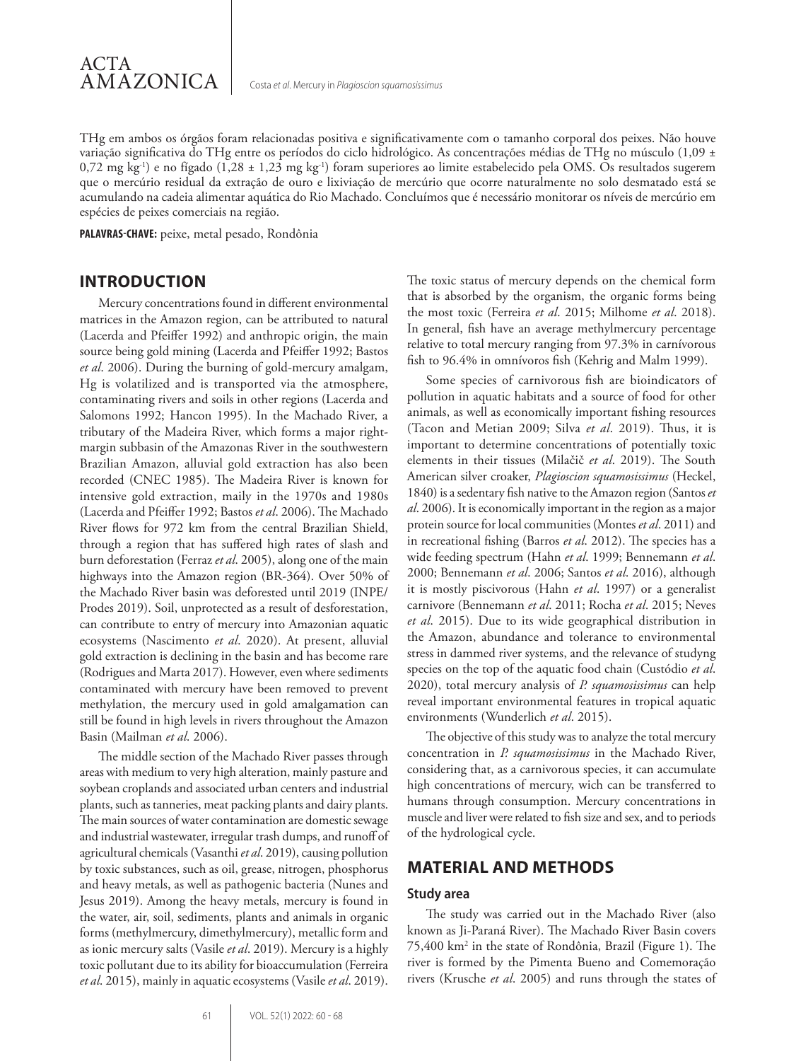THg em ambos os órgãos foram relacionadas positiva e significativamente com o tamanho corporal dos peixes. Não houve variação significativa do THg entre os períodos do ciclo hidrológico. As concentrações médias de THg no músculo (1,09 ± 0,72 mg kg$^{-1}$) e no fígado (1,28 ± 1,23 mg kg$^{-1}$) foram superiores ao limite estabelecido pela OMS. Os resultados sugerem que o mercúrio residual da extração de ouro e lixiviação de mercúrio que ocorre naturalmente no solo desmatado está se acumulando na cadeia alimentar aquática do Rio Machado. Concluímos que é necessário monitorar os níveis de mercúrio em espécies de peixes comerciais na região.

**PALAVRAS-CHAVE:** peixe, metal pesado, Rondônia

## INTRODUCTION

Mercury concentrations found in different environmental matrices in the Amazon region, can be attributed to natural (Lacerda and Pfeiffer 1992) and anthropic origin, the main source being gold mining (Lacerda and Pfeiffer 1992; Bastos *et al*. 2006). During the burning of gold-mercury amalgam, Hg is volatilized and is transported via the atmosphere, contaminating rivers and soils in other regions (Lacerda and Salomons 1992; Hancon 1995). In the Machado River, a tributary of the Madeira River, which forms a major right-margin subbasin of the Amazonas River in the southwestern Brazilian Amazon, alluvial gold extraction has also been recorded (CNEC 1985). The Madeira River is known for intensive gold extraction, maily in the 1970s and 1980s (Lacerda and Pfeiffer 1992; Bastos *et al*. 2006). The Machado River flows for 972 km from the central Brazilian Shield, through a region that has suffered high rates of slash and burn deforestation (Ferraz *et al*. 2005), along one of the main highways into the Amazon region (BR-364). Over 50% of the Machado River basin was deforested until 2019 (INPE/Prodes 2019). Soil, unprotected as a result of desforestation, can contribute to entry of mercury into Amazonian aquatic ecosystems (Nascimento *et al*. 2020). At present, alluvial gold extraction is declining in the basin and has become rare (Rodrigues and Marta 2017). However, even where sediments contaminated with mercury have been removed to prevent methylation, the mercury used in gold amalgamation can still be found in high levels in rivers throughout the Amazon Basin (Mailman *et al*. 2006).

The middle section of the Machado River passes through areas with medium to very high alteration, mainly pasture and soybean croplands and associated urban centers and industrial plants, such as tanneries, meat packing plants and dairy plants. The main sources of water contamination are domestic sewage and industrial wastewater, irregular trash dumps, and runoff of agricultural chemicals (Vasanthi *et al*. 2019), causing pollution by toxic substances, such as oil, grease, nitrogen, phosphorus and heavy metals, as well as pathogenic bacteria (Nunes and Jesus 2019). Among the heavy metals, mercury is found in the water, air, soil, sediments, plants and animals in organic forms (methylmercury, dimethylmercury), metallic form and as ionic mercury salts (Vasile *et al*. 2019). Mercury is a highly toxic pollutant due to its ability for bioaccumulation (Ferreira *et al*. 2015), mainly in aquatic ecosystems (Vasile *et al*. 2019).

The toxic status of mercury depends on the chemical form that is absorbed by the organism, the organic forms being the most toxic (Ferreira *et al*. 2015; Milhome *et al*. 2018). In general, fish have an average methylmercury percentage relative to total mercury ranging from 97.3% in carnívorous fish to 96.4% in omnívoros fish (Kehrig and Malm 1999).

Some species of carnivorous fish are bioindicators of pollution in aquatic habitats and a source of food for other animals, as well as economically important fishing resources (Tacon and Metian 2009; Silva *et al*. 2019). Thus, it is important to determine concentrations of potentially toxic elements in their tissues (Milačič *et al*. 2019). The South American silver croaker, *Plagioscion squamosissimus* (Heckel, 1840) is a sedentary fish native to the Amazon region (Santos *et al*. 2006). It is economically important in the region as a major protein source for local communities (Montes *et al*. 2011) and in recreational fishing (Barros *et al*. 2012). The species has a wide feeding spectrum (Hahn *et al*. 1999; Bennemann *et al*. 2000; Bennemann *et al*. 2006; Santos *et al*. 2016), although it is mostly piscivorous (Hahn *et al*. 1997) or a generalist carnivore (Bennemann *et al*. 2011; Rocha *et al*. 2015; Neves *et al*. 2015). Due to its wide geographical distribution in the Amazon, abundance and tolerance to environmental stress in dammed river systems, and the relevance of studyng species on the top of the aquatic food chain (Custódio *et al*. 2020), total mercury analysis of *P. squamosissimus* can help reveal important environmental features in tropical aquatic environments (Wunderlich *et al*. 2015).

The objective of this study was to analyze the total mercury concentration in *P. squamosissimus* in the Machado River, considering that, as a carnivorous species, it can accumulate high concentrations of mercury, wich can be transferred to humans through consumption. Mercury concentrations in muscle and liver were related to fish size and sex, and to periods of the hydrological cycle.

## MATERIAL AND METHODS

### Study area

The study was carried out in the Machado River (also known as Ji-Paraná River). The Machado River Basin covers 75,400 km$^2$ in the state of Rondônia, Brazil (Figure 1). The river is formed by the Pimenta Bueno and Comemoração rivers (Krusche *et al*. 2005) and runs through the states of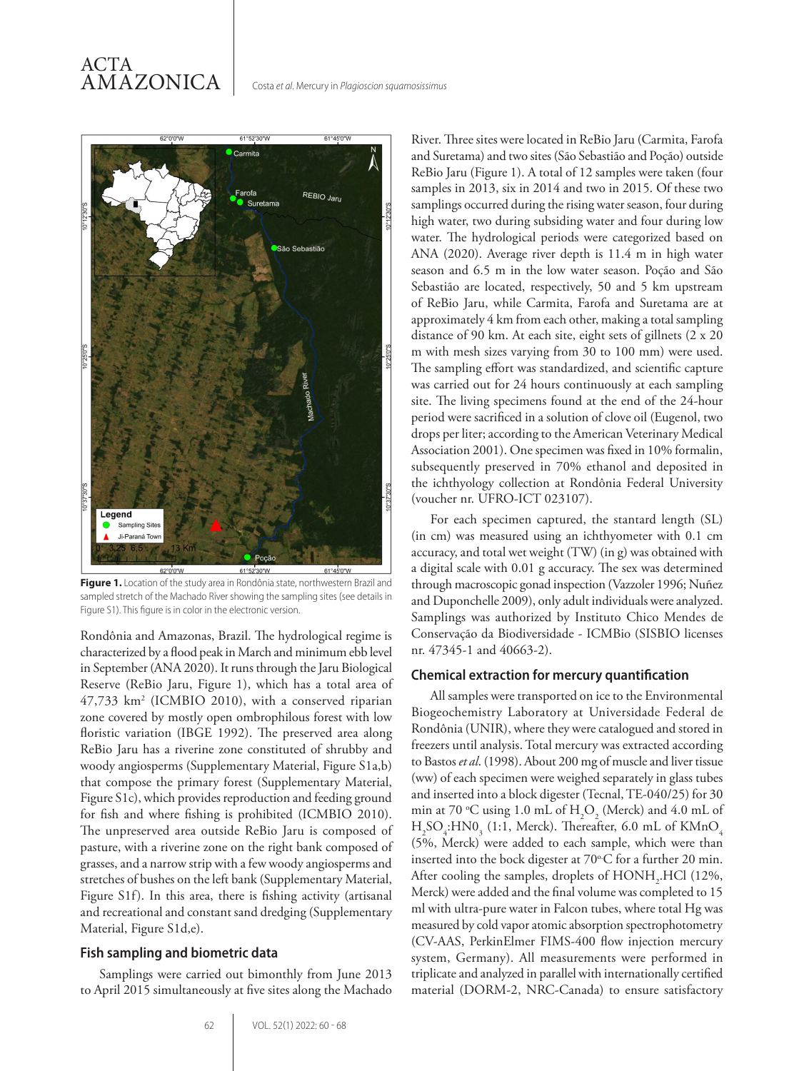**Figure 1.** Location of the study area in Rondônia state, northwestern Brazil and sampled stretch of the Machado River showing the sampling sites (see details in Figure S1). This figure is in color in the electronic version.

Rondônia and Amazonas, Brazil. The hydrological regime is characterized by a flood peak in March and minimum ebb level in September (ANA 2020). It runs through the Jaru Biological Reserve (ReBio Jaru, Figure 1), which has a total area of 47,733 km$^2$ (ICMBIO 2010), with a conserved riparian zone covered by mostly open ombrophilous forest with low floristic variation (IBGE 1992). The preserved area along ReBio Jaru has a riverine zone constituted of shrubby and woody angiosperms (Supplementary Material, Figure S1a,b) that compose the primary forest (Supplementary Material, Figure S1c), which provides reproduction and feeding ground for fish and where fishing is prohibited (ICMBIO 2010). The unpreserved area outside ReBio Jaru is composed of pasture, with a riverine zone on the right bank composed of grasses, and a narrow strip with a few woody angiosperms and stretches of bushes on the left bank (Supplementary Material, Figure S1f). In this area, there is fishing activity (artisanal and recreational and constant sand dredging (Supplementary Material, Figure S1d,e).

## Fish sampling and biometric data

Samplings were carried out bimonthly from June 2013 to April 2015 simultaneously at five sites along the Machado River. Three sites were located in ReBio Jaru (Carmita, Farofa and Suretama) and two sites (São Sebastião and Poção) outside ReBio Jaru (Figure 1). A total of 12 samples were taken (four samples in 2013, six in 2014 and two in 2015. Of these two samplings occurred during the rising water season, four during high water, two during subsiding water and four during low water. The hydrological periods were categorized based on ANA (2020). Average river depth is 11.4 m in high water season and 6.5 m in the low water season. Poção and São Sebastião are located, respectively, 50 and 5 km upstream of ReBio Jaru, while Carmita, Farofa and Suretama are at approximately 4 km from each other, making a total sampling distance of 90 km. At each site, eight sets of gillnets (2 x 20 m with mesh sizes varying from 30 to 100 mm) were used. The sampling effort was standardized, and scientific capture was carried out for 24 hours continuously at each sampling site. The living specimens found at the end of the 24-hour period were sacrificed in a solution of clove oil (Eugenol, two drops per liter; according to the American Veterinary Medical Association 2001). One specimen was fixed in 10% formalin, subsequently preserved in 70% ethanol and deposited in the ichthyology collection at Rondônia Federal University (voucher nr. UFRO-ICT 023107).

For each specimen captured, the stantard length (SL) (in cm) was measured using an ichthyometer with 0.1 cm accuracy, and total wet weight (TW) (in g) was obtained with a digital scale with 0.01 g accuracy. The sex was determined through macroscopic gonad inspection (Vazzoler 1996; Nuñez and Duponchelle 2009), only adult individuals were analyzed. Samplings was authorized by Instituto Chico Mendes de Conservação da Biodiversidade - ICMBio (SISBIO licenses nr. 47345-1 and 40663-2).

## Chemical extraction for mercury quantification

All samples were transported on ice to the Environmental Biogeochemistry Laboratory at Universidade Federal de Rondônia (UNIR), where they were catalogued and stored in freezers until analysis. Total mercury was extracted according to Bastos *et al.* (1998). About 200 mg of muscle and liver tissue (ww) of each specimen were weighed separately in glass tubes and inserted into a block digester (Tecnal, TE-040/25) for 30 min at 70 °C using 1.0 mL of $H_2O_2$ (Merck) and 4.0 mL of $H_2SO_4$:$HN0_3$ (1:1, Merck). Thereafter, 6.0 mL of $KMnO_4$ (5%, Merck) were added to each sample, which were than inserted into the bock digester at 70°C for a further 20 min. After cooling the samples, droplets of $HONH_2$.HCl (12%, Merck) were added and the final volume was completed to 15 ml with ultra-pure water in Falcon tubes, where total Hg was measured by cold vapor atomic absorption spectrophotometry (CV-AAS, PerkinElmer FIMS-400 flow injection mercury system, Germany). All measurements were performed in triplicate and analyzed in parallel with internationally certified material (DORM-2, NRC-Canada) to ensure satisfactory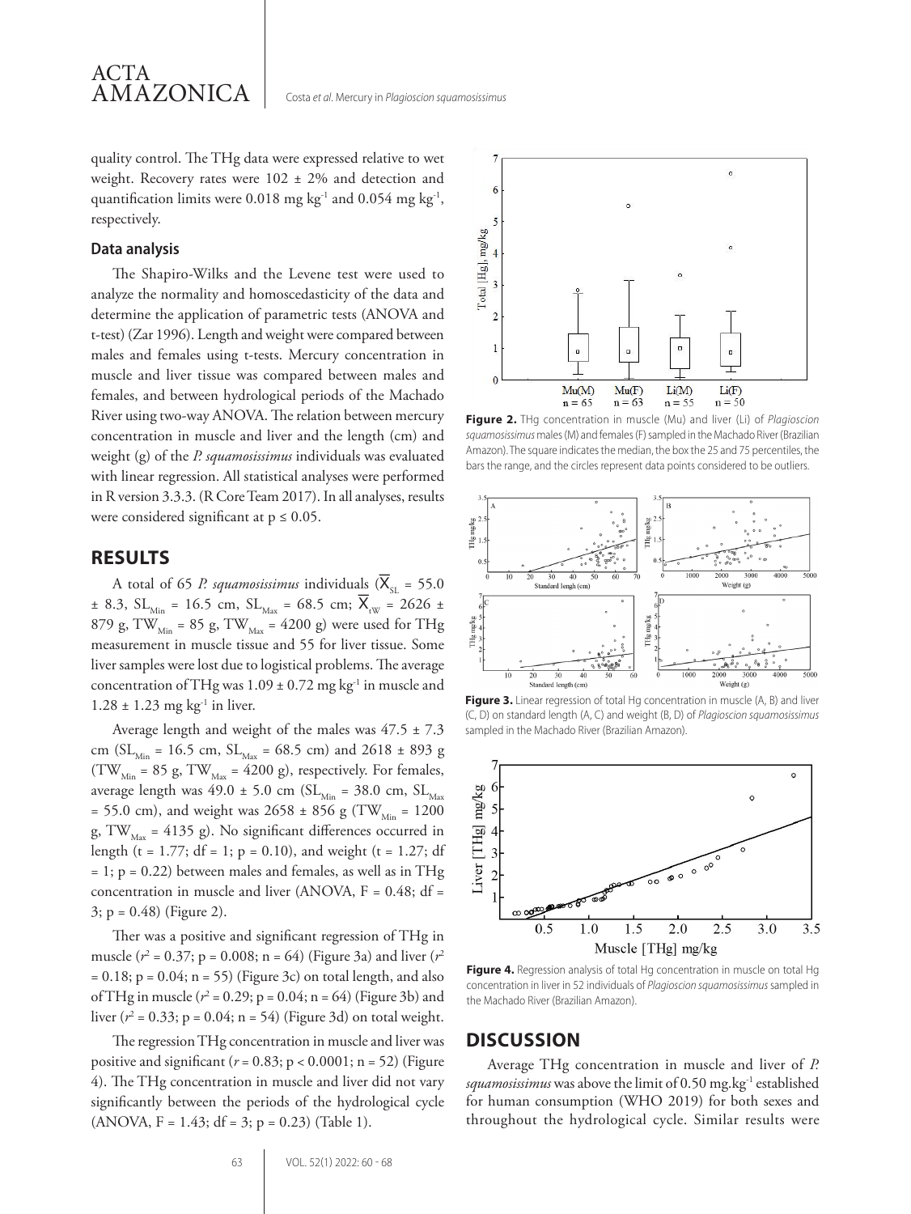quality control. The THg data were expressed relative to wet weight. Recovery rates were 102 ± 2% and detection and quantification limits were 0.018 mg kg$^{-1}$ and 0.054 mg kg$^{-1}$, respectively.

### Data analysis

The Shapiro-Wilks and the Levene test were used to analyze the normality and homoscedasticity of the data and determine the application of parametric tests (ANOVA and t-test) (Zar 1996). Length and weight were compared between males and females using t-tests. Mercury concentration in muscle and liver tissue was compared between males and females, and between hydrological periods of the Machado River using two-way ANOVA. The relation between mercury concentration in muscle and liver and the length (cm) and weight (g) of the *P. squamosissimus* individuals was evaluated with linear regression. All statistical analyses were performed in R version 3.3.3. (R Core Team 2017). In all analyses, results were considered significant at $p \leq 0.05$.

## RESULTS

A total of 65 *P. squamosissimus* individuals ($\overline{X}_{SL}$ = 55.0 ± 8.3, $SL_{Min}$ = 16.5 cm, $SL_{Max}$ = 68.5 cm; $\overline{X}_{tW}$ = 2626 ± 879 g, $TW_{Min}$ = 85 g, $TW_{Max}$ = 4200 g) were used for THg measurement in muscle tissue and 55 for liver tissue. Some liver samples were lost due to logistical problems. The average concentration of THg was 1.09 ± 0.72 mg kg$^{-1}$ in muscle and 1.28 ± 1.23 mg kg$^{-1}$ in liver.

Average length and weight of the males was 47.5 ± 7.3 cm ($SL_{Min}$ = 16.5 cm, $SL_{Max}$ = 68.5 cm) and 2618 ± 893 g ($TW_{Min}$ = 85 g, $TW_{Max}$ = 4200 g), respectively. For females, average length was 49.0 ± 5.0 cm ($SL_{Min}$ = 38.0 cm, $SL_{Max}$ = 55.0 cm), and weight was 2658 ± 856 g ($TW_{Min}$ = 1200 g, $TW_{Max}$ = 4135 g). No significant differences occurred in length ($t = 1.77$; $df = 1$; $p = 0.10$), and weight ($t = 1.27$; $df = 1$; $p = 0.22$) between males and females, as well as in THg concentration in muscle and liver (ANOVA, $F = 0.48$; $df = 3$; $p = 0.48$) (Figure 2).

Ther was a positive and significant regression of THg in muscle ($r^2 = 0.37$; $p = 0.008$; $n = 64$) (Figure 3a) and liver ($r^2 = 0.18$; $p = 0.04$; $n = 55$) (Figure 3c) on total length, and also of THg in muscle ($r^2 = 0.29$; $p = 0.04$; $n = 64$) (Figure 3b) and liver ($r^2 = 0.33$; $p = 0.04$; $n = 54$) (Figure 3d) on total weight.

The regression THg concentration in muscle and liver was positive and significant ($r = 0.83$; $p < 0.0001$; $n = 52$) (Figure 4). The THg concentration in muscle and liver did not vary significantly between the periods of the hydrological cycle (ANOVA, $F = 1.43$; $df = 3$; $p = 0.23$) (Table 1).

**Figure 2.** THg concentration in muscle (Mu) and liver (Li) of *Plagioscion squamosissimus* males (M) and females (F) sampled in the Machado River (Brazilian Amazon). The square indicates the median, the box the 25 and 75 percentiles, the bars the range, and the circles represent data points considered to be outliers.

**Figure 3.** Linear regression of total Hg concentration in muscle (A, B) and liver (C, D) on standard length (A, C) and weight (B, D) of *Plagioscion squamosissimus* sampled in the Machado River (Brazilian Amazon).

**Figure 4.** Regression analysis of total Hg concentration in muscle on total Hg concentration in liver in 52 individuals of *Plagioscion squamosissimus* sampled in the Machado River (Brazilian Amazon).

## DISCUSSION

Average THg concentration in muscle and liver of *P. squamosissimus* was above the limit of 0.50 mg.kg$^{-1}$ established for human consumption (WHO 2019) for both sexes and throughout the hydrological cycle. Similar results were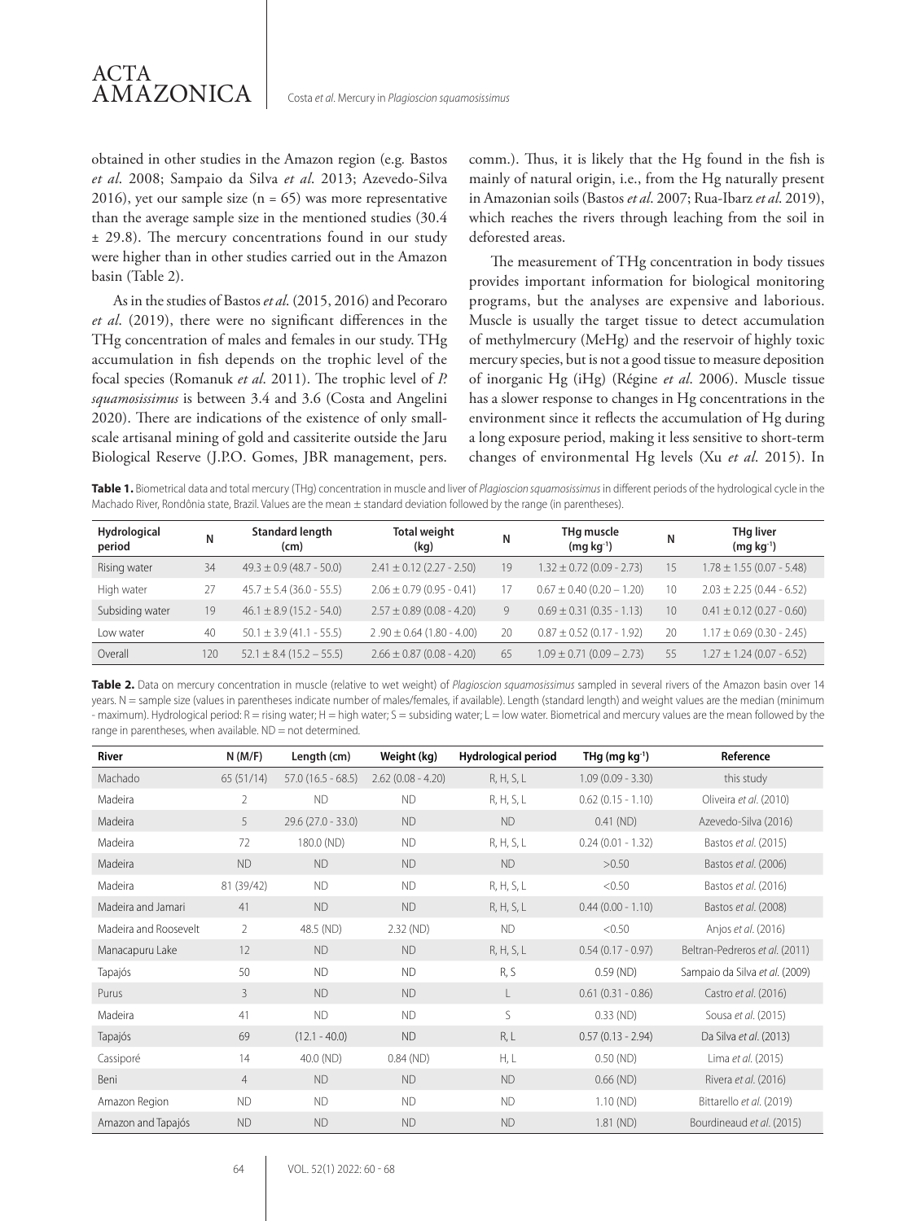obtained in other studies in the Amazon region (e.g. Bastos *et al*. 2008; Sampaio da Silva *et al*. 2013; Azevedo-Silva 2016), yet our sample size (n = 65) was more representative than the average sample size in the mentioned studies (30.4 ± 29.8). The mercury concentrations found in our study were higher than in other studies carried out in the Amazon basin (Table 2).

As in the studies of Bastos *et al*. (2015, 2016) and Pecoraro *et al*. (2019), there were no significant differences in the THg concentration of males and females in our study. THg accumulation in fish depends on the trophic level of the focal species (Romanuk *et al*. 2011). The trophic level of *P. squamosissimus* is between 3.4 and 3.6 (Costa and Angelini 2020). There are indications of the existence of only small-scale artisanal mining of gold and cassiterite outside the Jaru Biological Reserve (J.P.O. Gomes, JBR management, pers. comm.). Thus, it is likely that the Hg found in the fish is mainly of natural origin, i.e., from the Hg naturally present in Amazonian soils (Bastos *et al*. 2007; Rua-Ibarz *et al*. 2019), which reaches the rivers through leaching from the soil in deforested areas.

The measurement of THg concentration in body tissues provides important information for biological monitoring programs, but the analyses are expensive and laborious. Muscle is usually the target tissue to detect accumulation of methylmercury (MeHg) and the reservoir of highly toxic mercury species, but is not a good tissue to measure deposition of inorganic Hg (iHg) (Régine *et al*. 2006). Muscle tissue has a slower response to changes in Hg concentrations in the environment since it reflects the accumulation of Hg during a long exposure period, making it less sensitive to short-term changes of environmental Hg levels (Xu *et al*. 2015). In

**Table 1.** Biometrical data and total mercury (THg) concentration in muscle and liver of *Plagioscion squamosissimus* in different periods of the hydrological cycle in the Machado River, Rondônia state, Brazil. Values are the mean ± standard deviation followed by the range (in parentheses).

| Hydrological period | N | Standard length (cm) | Total weight (kg) | N | THg muscle (mg kg$^{-1}$) | N | THg liver (mg kg$^{-1}$) |
|---|---|---|---|---|---|---|---|
| Rising water | 34 | 49.3 ± 0.9 (48.7 - 50.0) | 2.41 ± 0.12 (2.27 - 2.50) | 19 | 1.32 ± 0.72 (0.09 - 2.73) | 15 | 1.78 ± 1.55 (0.07 - 5.48) |
| High water | 27 | 45.7 ± 5.4 (36.0 - 55.5) | 2.06 ± 0.79 (0.95 - 0.41) | 17 | 0.67 ± 0.40 (0.20 – 1.20) | 10 | 2.03 ± 2.25 (0.44 - 6.52) |
| Subsiding water | 19 | 46.1 ± 8.9 (15.2 - 54.0) | 2.57 ± 0.89 (0.08 - 4.20) | 9 | 0.69 ± 0.31 (0.35 - 1.13) | 10 | 0.41 ± 0.12 (0.27 - 0.60) |
| Low water | 40 | 50.1 ± 3.9 (41.1 - 55.5) | 2 .90 ± 0.64 (1.80 - 4.00) | 20 | 0.87 ± 0.52 (0.17 - 1.92) | 20 | 1.17 ± 0.69 (0.30 - 2.45) |
| Overall | 120 | 52.1 ± 8.4 (15.2 – 55.5) | 2.66 ± 0.87 (0.08 - 4.20) | 65 | 1.09 ± 0.71 (0.09 – 2.73) | 55 | 1.27 ± 1.24 (0.07 - 6.52) |

**Table 2.** Data on mercury concentration in muscle (relative to wet weight) of *Plagioscion squamosissimus* sampled in several rivers of the Amazon basin over 14 years. N = sample size (values in parentheses indicate number of males/females, if available). Length (standard length) and weight values are the median (minimum - maximum). Hydrological period: R = rising water; H = high water; S = subsiding water; L = low water. Biometrical and mercury values are the mean followed by the range in parentheses, when available. ND = not determined.

| River | N (M/F) | Length (cm) | Weight (kg) | Hydrological period | THg (mg kg$^{-1}$) | Reference |
|---|---|---|---|---|---|---|
| Machado | 65 (51/14) | 57.0 (16.5 - 68.5) | 2.62 (0.08 - 4.20) | R, H, S, L | 1.09 (0.09 - 3.30) | this study |
| Madeira | 2 | ND | ND | R, H, S, L | 0.62 (0.15 - 1.10) | Oliveira *et al*. (2010) |
| Madeira | 5 | 29.6 (27.0 - 33.0) | ND | ND | 0.41 (ND) | Azevedo-Silva (2016) |
| Madeira | 72 | 180.0 (ND) | ND | R, H, S, L | 0.24 (0.01 - 1.32) | Bastos *et al*. (2015) |
| Madeira | ND | ND | ND | ND | >0.50 | Bastos *et al*. (2006) |
| Madeira | 81 (39/42) | ND | ND | R, H, S, L | <0.50 | Bastos *et al*. (2016) |
| Madeira and Jamari | 41 | ND | ND | R, H, S, L | 0.44 (0.00 - 1.10) | Bastos *et al*. (2008) |
| Madeira and Roosevelt | 2 | 48.5 (ND) | 2.32 (ND) | ND | <0.50 | Anjos *et al*. (2016) |
| Manacapuru Lake | 12 | ND | ND | R, H, S, L | 0.54 (0.17 - 0.97) | Beltran-Pedreros *et al*. (2011) |
| Tapajós | 50 | ND | ND | R, S | 0.59 (ND) | Sampaio da Silva *et al*. (2009) |
| Purus | 3 | ND | ND | L | 0.61 (0.31 - 0.86) | Castro *et al*. (2016) |
| Madeira | 41 | ND | ND | S | 0.33 (ND) | Sousa *et al*. (2015) |
| Tapajós | 69 | (12.1 - 40.0) | ND | R, L | 0.57 (0.13 - 2.94) | Da Silva *et al*. (2013) |
| Cassiporé | 14 | 40.0 (ND) | 0.84 (ND) | H, L | 0.50 (ND) | Lima *et al*. (2015) |
| Beni | 4 | ND | ND | ND | 0.66 (ND) | Rivera *et al*. (2016) |
| Amazon Region | ND | ND | ND | ND | 1.10 (ND) | Bittarello *et al*. (2019) |
| Amazon and Tapajós | ND | ND | ND | ND | 1.81 (ND) | Bourdineaud *et al*. (2015) |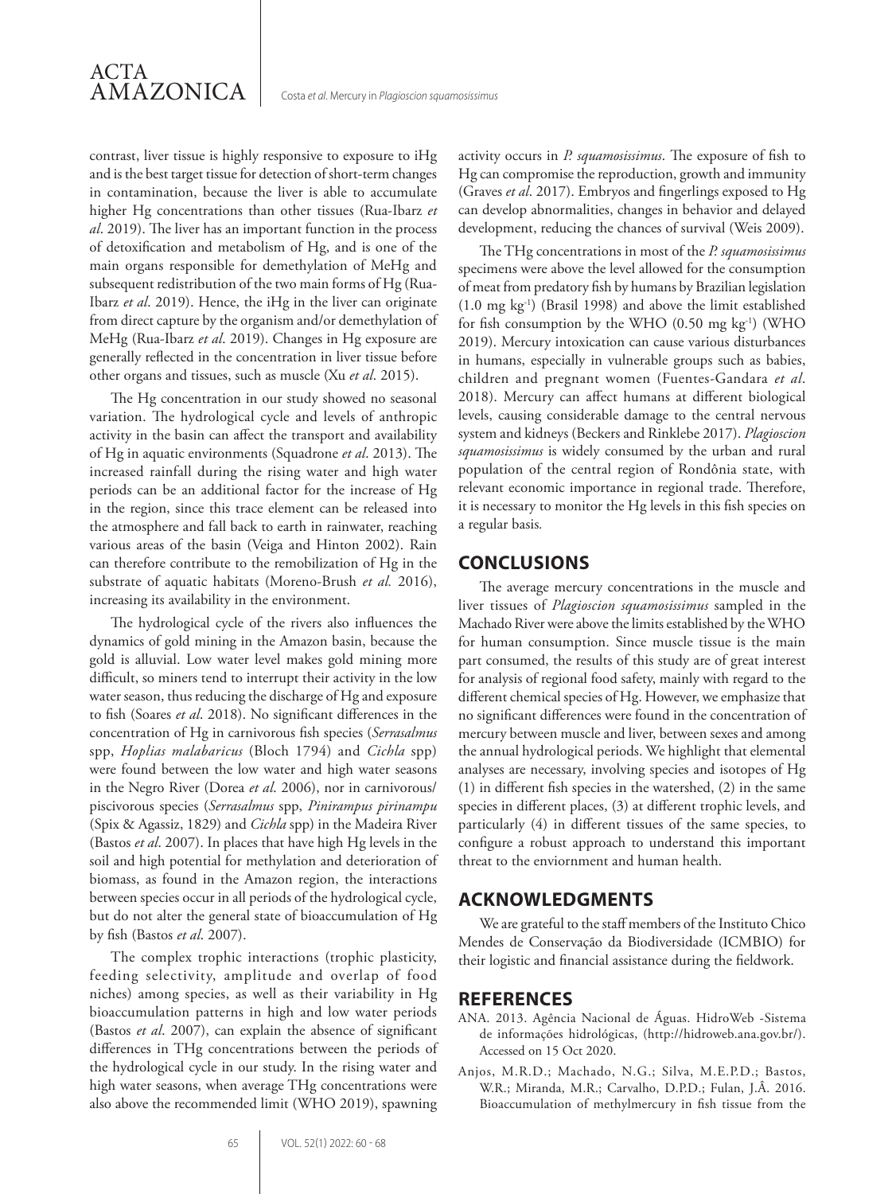contrast, liver tissue is highly responsive to exposure to iHg and is the best target tissue for detection of short-term changes in contamination, because the liver is able to accumulate higher Hg concentrations than other tissues (Rua-Ibarz *et al*. 2019). The liver has an important function in the process of detoxification and metabolism of Hg, and is one of the main organs responsible for demethylation of MeHg and subsequent redistribution of the two main forms of Hg (Rua-Ibarz *et al*. 2019). Hence, the iHg in the liver can originate from direct capture by the organism and/or demethylation of MeHg (Rua-Ibarz *et al*. 2019). Changes in Hg exposure are generally reflected in the concentration in liver tissue before other organs and tissues, such as muscle (Xu *et al*. 2015).

The Hg concentration in our study showed no seasonal variation. The hydrological cycle and levels of anthropic activity in the basin can affect the transport and availability of Hg in aquatic environments (Squadrone *et al*. 2013). The increased rainfall during the rising water and high water periods can be an additional factor for the increase of Hg in the region, since this trace element can be released into the atmosphere and fall back to earth in rainwater, reaching various areas of the basin (Veiga and Hinton 2002). Rain can therefore contribute to the remobilization of Hg in the substrate of aquatic habitats (Moreno-Brush *et al.* 2016), increasing its availability in the environment.

The hydrological cycle of the rivers also influences the dynamics of gold mining in the Amazon basin, because the gold is alluvial. Low water level makes gold mining more difficult, so miners tend to interrupt their activity in the low water season, thus reducing the discharge of Hg and exposure to fish (Soares *et al*. 2018). No significant differences in the concentration of Hg in carnivorous fish species (*Serrasalmus* spp, *Hoplias malabaricus* (Bloch 1794) and *Cichla* spp) were found between the low water and high water seasons in the Negro River (Dorea *et al*. 2006), nor in carnivorous/piscivorous species (*Serrasalmus* spp, *Pinirampus pirinampu* (Spix & Agassiz, 1829) and *Cichla* spp) in the Madeira River (Bastos *et al*. 2007). In places that have high Hg levels in the soil and high potential for methylation and deterioration of biomass, as found in the Amazon region, the interactions between species occur in all periods of the hydrological cycle, but do not alter the general state of bioaccumulation of Hg by fish (Bastos *et al*. 2007).

The complex trophic interactions (trophic plasticity, feeding selectivity, amplitude and overlap of food niches) among species, as well as their variability in Hg bioaccumulation patterns in high and low water periods (Bastos *et al*. 2007), can explain the absence of significant differences in THg concentrations between the periods of the hydrological cycle in our study. In the rising water and high water seasons, when average THg concentrations were also above the recommended limit (WHO 2019), spawning activity occurs in *P. squamosissimus*. The exposure of fish to Hg can compromise the reproduction, growth and immunity (Graves *et al*. 2017). Embryos and fingerlings exposed to Hg can develop abnormalities, changes in behavior and delayed development, reducing the chances of survival (Weis 2009).

The THg concentrations in most of the *P. squamosissimus* specimens were above the level allowed for the consumption of meat from predatory fish by humans by Brazilian legislation (1.0 mg $kg^{-1}$) (Brasil 1998) and above the limit established for fish consumption by the WHO (0.50 mg $kg^{-1}$) (WHO 2019). Mercury intoxication can cause various disturbances in humans, especially in vulnerable groups such as babies, children and pregnant women (Fuentes-Gandara *et al*. 2018). Mercury can affect humans at different biological levels, causing considerable damage to the central nervous system and kidneys (Beckers and Rinklebe 2017). *Plagioscion squamosissimus* is widely consumed by the urban and rural population of the central region of Rondônia state, with relevant economic importance in regional trade. Therefore, it is necessary to monitor the Hg levels in this fish species on a regular basis.

## CONCLUSIONS

The average mercury concentrations in the muscle and liver tissues of *Plagioscion squamosissimus* sampled in the Machado River were above the limits established by the WHO for human consumption. Since muscle tissue is the main part consumed, the results of this study are of great interest for analysis of regional food safety, mainly with regard to the different chemical species of Hg. However, we emphasize that no significant differences were found in the concentration of mercury between muscle and liver, between sexes and among the annual hydrological periods. We highlight that elemental analyses are necessary, involving species and isotopes of Hg (1) in different fish species in the watershed, (2) in the same species in different places, (3) at different trophic levels, and particularly (4) in different tissues of the same species, to configure a robust approach to understand this important threat to the enviornment and human health.

## ACKNOWLEDGMENTS

We are grateful to the staff members of the Instituto Chico Mendes de Conservação da Biodiversidade (ICMBIO) for their logistic and financial assistance during the fieldwork.

## REFERENCES

ANA. 2013. Agência Nacional de Águas. HidroWeb -Sistema de informações hidrológicas, (http://hidroweb.ana.gov.br/). Accessed on 15 Oct 2020.

Anjos, M.R.D.; Machado, N.G.; Silva, M.E.P.D.; Bastos, W.R.; Miranda, M.R.; Carvalho, D.P.D.; Fulan, J.Â. 2016. Bioaccumulation of methylmercury in fish tissue from the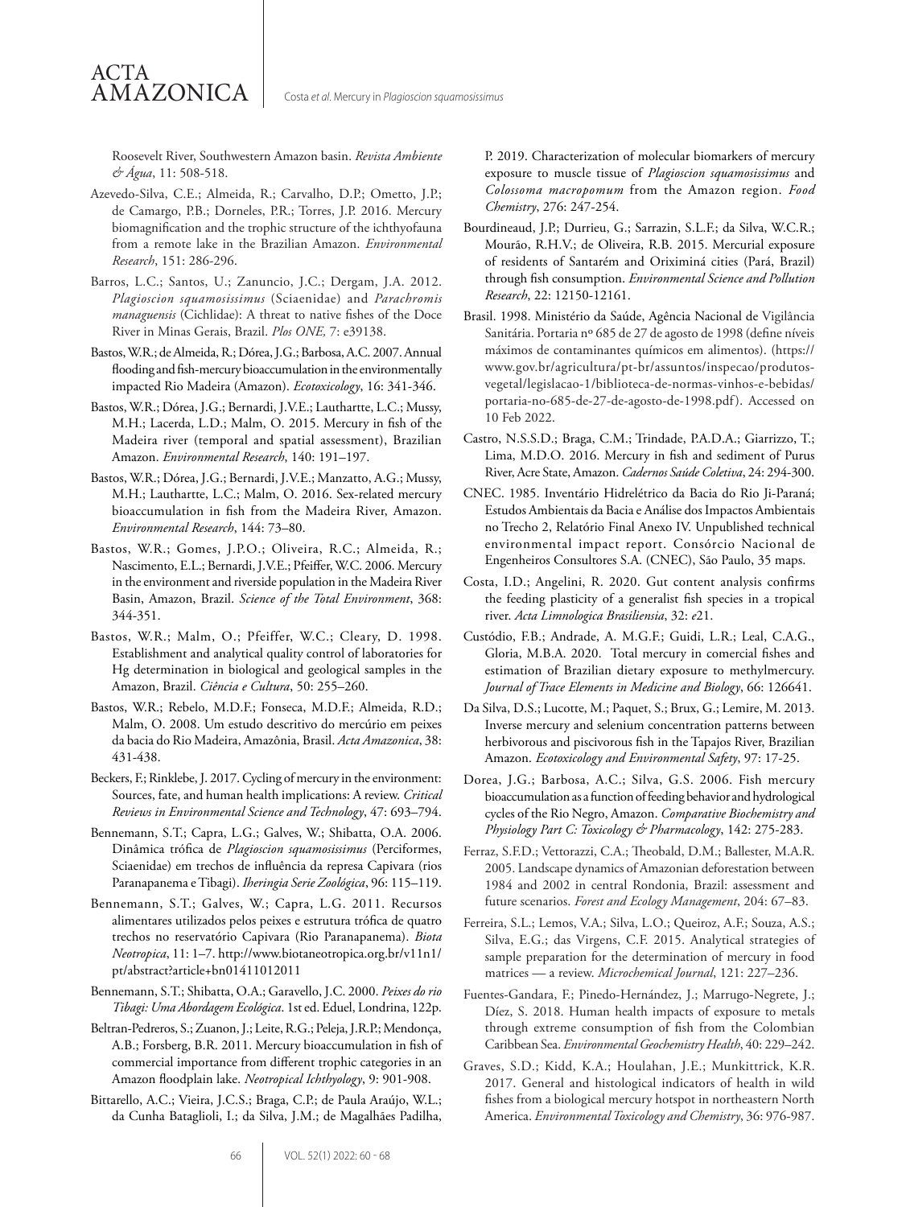Roosevelt River, Southwestern Amazon basin. *Revista Ambiente & Água*, 11: 508-518.

Azevedo-Silva, C.E.; Almeida, R.; Carvalho, D.P.; Ometto, J.P.; de Camargo, P.B.; Dorneles, P.R.; Torres, J.P. 2016. Mercury biomagnification and the trophic structure of the ichthyofauna from a remote lake in the Brazilian Amazon. *Environmental Research*, 151: 286-296.

Barros, L.C.; Santos, U.; Zanuncio, J.C.; Dergam, J.A. 2012. *Plagioscion squamosissimus* (Sciaenidae) and *Parachromis managuensis* (Cichlidae): A threat to native fishes of the Doce River in Minas Gerais, Brazil. *Plos ONE,* 7: e39138.

Bastos, W.R.; de Almeida, R.; Dórea, J.G.; Barbosa, A.C. 2007. Annual flooding and fish-mercury bioaccumulation in the environmentally impacted Rio Madeira (Amazon). *Ecotoxicology*, 16: 341-346.

Bastos, W.R.; Dórea, J.G.; Bernardi, J.V.E.; Lauthartte, L.C.; Mussy, M.H.; Lacerda, L.D.; Malm, O. 2015. Mercury in fish of the Madeira river (temporal and spatial assessment), Brazilian Amazon. *Environmental Research*, 140: 191–197.

Bastos, W.R.; Dórea, J.G.; Bernardi, J.V.E.; Manzatto, A.G.; Mussy, M.H.; Lauthartte, L.C.; Malm, O. 2016. Sex-related mercury bioaccumulation in fish from the Madeira River, Amazon. *Environmental Research*, 144: 73–80.

Bastos, W.R.; Gomes, J.P.O.; Oliveira, R.C.; Almeida, R.; Nascimento, E.L.; Bernardi, J.V.E.; Pfeiffer, W.C. 2006. Mercury in the environment and riverside population in the Madeira River Basin, Amazon, Brazil. *Science of the Total Environment*, 368: 344-351.

Bastos, W.R.; Malm, O.; Pfeiffer, W.C.; Cleary, D. 1998. Establishment and analytical quality control of laboratories for Hg determination in biological and geological samples in the Amazon, Brazil. *Ciência e Cultura*, 50: 255–260.

Bastos, W.R.; Rebelo, M.D.F.; Fonseca, M.D.F.; Almeida, R.D.; Malm, O. 2008. Um estudo descritivo do mercúrio em peixes da bacia do Rio Madeira, Amazônia, Brasil. *Acta Amazonica*, 38: 431-438.

Beckers, F.; Rinklebe, J. 2017. Cycling of mercury in the environment: Sources, fate, and human health implications: A review. *Critical Reviews in Environmental Science and Technology*, 47: 693–794.

Bennemann, S.T.; Capra, L.G.; Galves, W.; Shibatta, O.A. 2006. Dinâmica trófica de *Plagioscion squamosissimus* (Perciformes, Sciaenidae) em trechos de influência da represa Capivara (rios Paranapanema e Tibagi). *Iheringia Serie Zoológica*, 96: 115–119.

Bennemann, S.T.; Galves, W.; Capra, L.G. 2011. Recursos alimentares utilizados pelos peixes e estrutura trófica de quatro trechos no reservatório Capivara (Rio Paranapanema). *Biota Neotropica*, 11: 1–7. http://www.biotaneotropica.org.br/v11n1/pt/abstract?article+bn01411012011

Bennemann, S.T.; Shibatta, O.A.; Garavello, J.C. 2000. *Peixes do rio Tibagi: Uma Abordagem Ecológica*. 1st ed. Eduel, Londrina, 122p.

Beltran-Pedreros, S.; Zuanon, J.; Leite, R.G.; Peleja, J.R.P.; Mendonça, A.B.; Forsberg, B.R. 2011. Mercury bioaccumulation in fish of commercial importance from different trophic categories in an Amazon floodplain lake. *Neotropical Ichthyology*, 9: 901-908.

Bittarello, A.C.; Vieira, J.C.S.; Braga, C.P.; de Paula Araújo, W.L.; da Cunha Bataglioli, I.; da Silva, J.M.; de Magalhães Padilha, P. 2019. Characterization of molecular biomarkers of mercury exposure to muscle tissue of *Plagioscion squamosissimus* and *Colossoma macropomum* from the Amazon region. *Food Chemistry*, 276: 247-254.

Bourdineaud, J.P.; Durrieu, G.; Sarrazin, S.L.F.; da Silva, W.C.R.; Mourão, R.H.V.; de Oliveira, R.B. 2015. Mercurial exposure of residents of Santarém and Oriximiná cities (Pará, Brazil) through fish consumption. *Environmental Science and Pollution Research*, 22: 12150-12161.

Brasil. 1998. Ministério da Saúde, Agência Nacional de Vigilância Sanitária. Portaria nº 685 de 27 de agosto de 1998 (define níveis máximos de contaminantes químicos em alimentos). (https://www.gov.br/agricultura/pt-br/assuntos/inspecao/produtos-vegetal/legislacao-1/biblioteca-de-normas-vinhos-e-bebidas/portaria-no-685-de-27-de-agosto-de-1998.pdf). Accessed on 10 Feb 2022.

Castro, N.S.S.D.; Braga, C.M.; Trindade, P.A.D.A.; Giarrizzo, T.; Lima, M.D.O. 2016. Mercury in fish and sediment of Purus River, Acre State, Amazon. *Cadernos Saúde Coletiva*, 24: 294-300.

CNEC. 1985. Inventário Hidrelétrico da Bacia do Rio Ji-Paraná; Estudos Ambientais da Bacia e Análise dos Impactos Ambientais no Trecho 2, Relatório Final Anexo IV. Unpublished technical environmental impact report. Consórcio Nacional de Engenheiros Consultores S.A. (CNEC), São Paulo, 35 maps.

Costa, I.D.; Angelini, R. 2020. Gut content analysis confirms the feeding plasticity of a generalist fish species in a tropical river. *Acta Limnologica Brasiliensia*, 32: *e*21.

Custódio, F.B.; Andrade, A. M.G.F.; Guidi, L.R.; Leal, C.A.G., Gloria, M.B.A. 2020. Total mercury in comercial fishes and estimation of Brazilian dietary exposure to methylmercury. *Journal of Trace Elements in Medicine and Biology*, 66: 126641.

Da Silva, D.S.; Lucotte, M.; Paquet, S.; Brux, G.; Lemire, M. 2013. Inverse mercury and selenium concentration patterns between herbivorous and piscivorous fish in the Tapajos River, Brazilian Amazon. *Ecotoxicology and Environmental Safety*, 97: 17-25.

Dorea, J.G.; Barbosa, A.C.; Silva, G.S. 2006. Fish mercury bioaccumulation as a function of feeding behavior and hydrological cycles of the Rio Negro, Amazon. *Comparative Biochemistry and Physiology Part C: Toxicology & Pharmacology*, 142: 275-283.

Ferraz, S.F.D.; Vettorazzi, C.A.; Theobald, D.M.; Ballester, M.A.R. 2005. Landscape dynamics of Amazonian deforestation between 1984 and 2002 in central Rondonia, Brazil: assessment and future scenarios. *Forest and Ecology Management*, 204: 67–83.

Ferreira, S.L.; Lemos, V.A.; Silva, L.O.; Queiroz, A.F.; Souza, A.S.; Silva, E.G.; das Virgens, C.F. 2015. Analytical strategies of sample preparation for the determination of mercury in food matrices — a review. *Microchemical Journal*, 121: 227–236.

Fuentes-Gandara, F.; Pinedo-Hernández, J.; Marrugo-Negrete, J.; Díez, S. 2018. Human health impacts of exposure to metals through extreme consumption of fish from the Colombian Caribbean Sea. *Environmental Geochemistry Health*, 40: 229–242.

Graves, S.D.; Kidd, K.A.; Houlahan, J.E.; Munkittrick, K.R. 2017. General and histological indicators of health in wild fishes from a biological mercury hotspot in northeastern North America. *Environmental Toxicology and Chemistry*, 36: 976-987.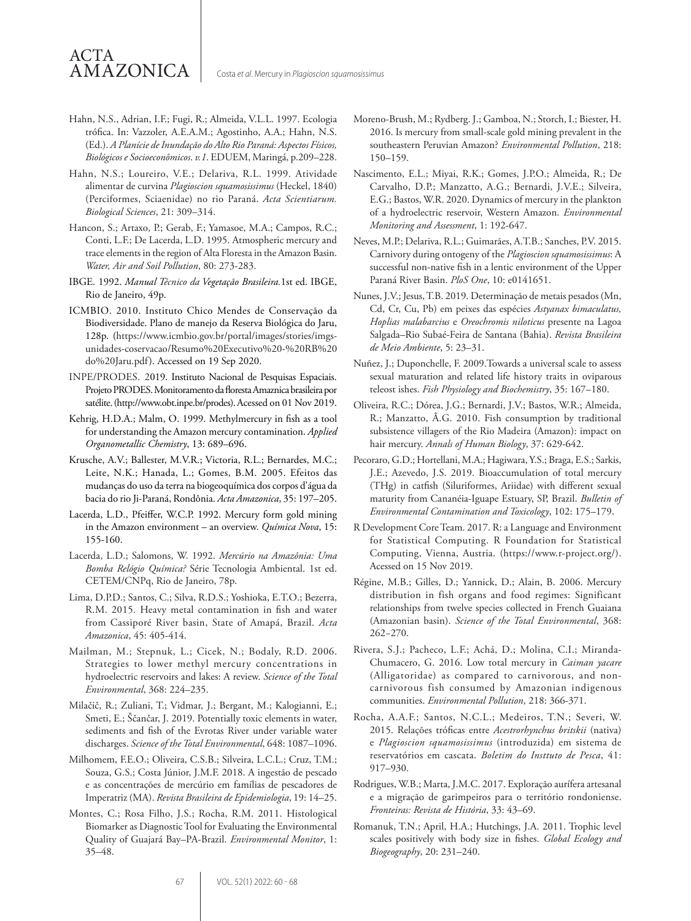Hahn, N.S., Adrian, I.F.; Fugi, R.; Almeida, V.L.L. 1997. Ecologia trófica. In: Vazzoler, A.E.A.M.; Agostinho, A.A.; Hahn, N.S. (Ed.). *A Planície de Inundação do Alto Rio Paraná: Aspectos Físicos, Biológicos e Socioeconômicos. v.1*. EDUEM, Maringá, p.209–228.

Hahn, N.S.; Loureiro, V.E.; Delariva, R.L. 1999. Atividade alimentar de curvina *Plagioscion squamosissimus* (Heckel, 1840) (Perciformes, Sciaenidae) no rio Paraná. *Acta Scientiarum. Biological Sciences*, 21: 309–314.

Hancon, S.; Artaxo, P.; Gerab, F.; Yamasoe, M.A.; Campos, R.C.; Conti, L.F.; De Lacerda, L.D. 1995. Atmospheric mercury and trace elements in the region of Alta Floresta in the Amazon Basin. *Water, Air and Soil Pollution*, 80: 273-283.

IBGE. 1992. *Manual Técnico da Vegetação Brasileira.*1st ed. IBGE, Rio de Janeiro, 49p.

ICMBIO. 2010. Instituto Chico Mendes de Conservação da Biodiversidade. Plano de manejo da Reserva Biológica do Jaru, 128p. (https://www.icmbio.gov.br/portal/images/stories/imgs-unidades-coservacao/Resumo%20Executivo%20-%20RB%20do%20Jaru.pdf). Accessed on 19 Sep 2020.

INPE/PRODES. 2019. Instituto Nacional de Pesquisas Espaciais. Projeto PRODES. Monitoramento da floresta Amaznica brasileira por satélite. (http://www.obt.inpe.br/prodes). Acessed on 01 Nov 2019.

Kehrig, H.D.A.; Malm, O. 1999. Methylmercury in fish as a tool for understanding the Amazon mercury contamination. *Applied Organometallic Chemistry*, 13: 689–696.

Krusche, A.V.; Ballester, M.V.R.; Victoria, R.L.; Bernardes, M.C.; Leite, N.K.; Hanada, L.; Gomes, B.M. 2005. Efeitos das mudanças do uso da terra na biogeoquímica dos corpos d'água da bacia do rio Ji-Paraná, Rondônia. *Acta Amazonica*, 35: 197–205.

Lacerda, L.D., Pfeiffer, W.C.P. 1992. Mercury form gold mining in the Amazon environment – an overview. *Química Nova*, 15: 155-160.

Lacerda, L.D.; Salomons, W. 1992. *Mercúrio na Amazônia: Uma Bomba Relógio Química?* Série Tecnologia Ambiental. 1st ed. CETEM/CNPq, Rio de Janeiro, 78p.

Lima, D.P.D.; Santos, C.; Silva, R.D.S.; Yoshioka, E.T.O.; Bezerra, R.M. 2015. Heavy metal contamination in fish and water from Cassiporé River basin, State of Amapá, Brazil. *Acta Amazonica*, 45: 405-414.

Mailman, M.; Stepnuk, L.; Cicek, N.; Bodaly, R.D. 2006. Strategies to lower methyl mercury concentrations in hydroelectric reservoirs and lakes: A review. *Science of the Total Environmental*, 368: 224–235.

Milačič, R.; Zuliani, T.; Vidmar, J.; Bergant, M.; Kalogianni, E.; Smeti, E.; Ščančar, J. 2019. Potentially toxic elements in water, sediments and fish of the Evrotas River under variable water discharges. *Science of the Total Environmental*, 648: 1087–1096.

Milhomem, F.E.O.; Oliveira, C.S.B.; Silveira, L.C.L.; Cruz, T.M.; Souza, G.S.; Costa Júnior, J.M.F. 2018. A ingestão de pescado e as concentrações de mercúrio em famílias de pescadores de Imperatriz (MA). *Revista Brasileira de Epidemiologia*, 19: 14–25.

Montes, C.; Rosa Filho, J.S.; Rocha, R.M. 2011. Histological Biomarker as Diagnostic Tool for Evaluating the Environmental Quality of Guajará Bay–PA-Brazil. *Environmental Monitor*, 1: 35–48.

Moreno-Brush, M.; Rydberg. J.; Gamboa, N.; Storch, I.; Biester, H. 2016. Is mercury from small-scale gold mining prevalent in the southeastern Peruvian Amazon? *Environmental Pollution*, 218: 150–159.

Nascimento, E.L.; Miyai, R.K.; Gomes, J.P.O.; Almeida, R.; De Carvalho, D.P.; Manzatto, A.G.; Bernardi, J.V.E.; Silveira, E.G.; Bastos, W.R. 2020. Dynamics of mercury in the plankton of a hydroelectric reservoir, Western Amazon. *Environmental Monitoring and Assessment*, 1: 192-647.

Neves, M.P.; Delariva, R.L.; Guimarães, A.T.B.; Sanches, P.V. 2015. Carnivory during ontogeny of the *Plagioscion squamosissimus*: A successful non-native fish in a lentic environment of the Upper Paraná River Basin. *PloS One*, 10: e0141651.

Nunes, J.V.; Jesus, T.B. 2019. Determinação de metais pesados (Mn, Cd, Cr, Cu, Pb) em peixes das espécies *Astyanax bimaculatus, Hoplias malabarcius* e *Oreochromis niloticus* presente na Lagoa Salgada–Rio Subaé-Feira de Santana (Bahia). *Revista Brasileira de Meio Ambiente*, 5: 23–31.

Nuñez, J.; Duponchelle, F. 2009.Towards a universal scale to assess sexual maturation and related life history traits in oviparous teleost ishes. *Fish Physiology and Biochemistry*, 35: 167–180.

Oliveira, R.C.; Dórea, J.G.; Bernardi, J.V.; Bastos, W.R.; Almeida, R.; Manzatto, Â.G. 2010. Fish consumption by traditional subsistence villagers of the Rio Madeira (Amazon): impact on hair mercury. *Annals of Human Biology*, 37: 629-642.

Pecoraro, G.D.; Hortellani, M.A.; Hagiwara, Y.S.; Braga, E.S.; Sarkis, J.E.; Azevedo, J.S. 2019. Bioaccumulation of total mercury (THg) in catfish (Siluriformes, Ariidae) with different sexual maturity from Cananéia-Iguape Estuary, SP, Brazil. *Bulletin of Environmental Contamination and Toxicology*, 102: 175–179.

R Development Core Team. 2017. R: a Language and Environment for Statistical Computing. R Foundation for Statistical Computing, Vienna, Austria. (https://www.r-project.org/). Acessed on 15 Nov 2019.

Régine, M.B.; Gilles, D.; Yannick, D.; Alain, B. 2006. Mercury distribution in fish organs and food regimes: Significant relationships from twelve species collected in French Guaiana (Amazonian basin). *Science of the Total Environmental*, 368: 262–270.

Rivera, S.J.; Pacheco, L.F.; Achá, D.; Molina, C.I.; Miranda-Chumacero, G. 2016. Low total mercury in *Caiman yacare* (Alligatoridae) as compared to carnivorous, and non-carnivorous fish consumed by Amazonian indigenous communities. *Environmental Pollution*, 218: 366-371.

Rocha, A.A.F.; Santos, N.C.L.; Medeiros, T.N.; Severi, W. 2015. Relações tróficas entre *Acestrorhynchus britskii* (nativa) e *Plagioscion squamosissimus* (introduzida) em sistema de reservatórios em cascata. *Boletim do Instituto de Pesca*, 41: 917–930.

Rodrigues, W.B.; Marta, J.M.C. 2017. Exploração aurífera artesanal e a migração de garimpeiros para o território rondoniense. *Fronteiras: Revista de História*, 33: 43–69.

Romanuk, T.N.; April, H.A.; Hutchings, J.A. 2011. Trophic level scales positively with body size in fishes. *Global Ecology and Biogeography*, 20: 231–240.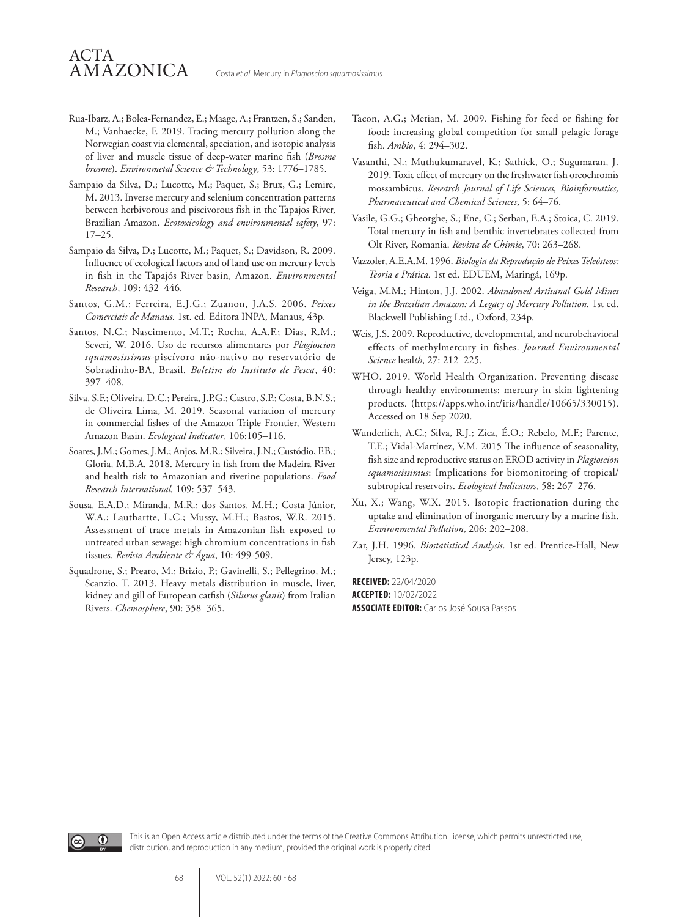Rua-Ibarz, A.; Bolea-Fernandez, E.; Maage, A.; Frantzen, S.; Sanden, M.; Vanhaecke, F. 2019. Tracing mercury pollution along the Norwegian coast via elemental, speciation, and isotopic analysis of liver and muscle tissue of deep-water marine fish (*Brosme brosme*). *Environmetal Science & Technology*, 53: 1776–1785.

Sampaio da Silva, D.; Lucotte, M.; Paquet, S.; Brux, G.; Lemire, M. 2013. Inverse mercury and selenium concentration patterns between herbivorous and piscivorous fish in the Tapajos River, Brazilian Amazon. *Ecotoxicology and environmental safety*, 97: 17–25.

Sampaio da Silva, D.; Lucotte, M.; Paquet, S.; Davidson, R. 2009. Influence of ecological factors and of land use on mercury levels in fish in the Tapajós River basin, Amazon. *Environmental Research*, 109: 432–446.

Santos, G.M.; Ferreira, E.J.G.; Zuanon, J.A.S. 2006. *Peixes Comerciais de Manaus*. 1st. ed. Editora INPA, Manaus, 43p.

Santos, N.C.; Nascimento, M.T.; Rocha, A.A.F.; Dias, R.M.; Severi, W. 2016. Uso de recursos alimentares por *Plagioscion squamosissimus*-piscívoro não-nativo no reservatório de Sobradinho-BA, Brasil. *Boletim do Instituto de Pesca*, 40: 397–408.

Silva, S.F.; Oliveira, D.C.; Pereira, J.P.G.; Castro, S.P.; Costa, B.N.S.; de Oliveira Lima, M. 2019. Seasonal variation of mercury in commercial fishes of the Amazon Triple Frontier, Western Amazon Basin. *Ecological Indicator*, 106:105–116.

Soares, J.M.; Gomes, J.M.; Anjos, M.R.; Silveira, J.N.; Custódio, F.B.; Gloria, M.B.A. 2018. Mercury in fish from the Madeira River and health risk to Amazonian and riverine populations. *Food Research International,* 109: 537–543.

Sousa, E.A.D.; Miranda, M.R.; dos Santos, M.H.; Costa Júnior, W.A.; Lauthartte, L.C.; Mussy, M.H.; Bastos, W.R. 2015. Assessment of trace metals in Amazonian fish exposed to untreated urban sewage: high chromium concentrations in fish tissues. *Revista Ambiente & Água*, 10: 499-509.

Squadrone, S.; Prearo, M.; Brizio, P.; Gavinelli, S.; Pellegrino, M.; Scanzio, T. 2013. Heavy metals distribution in muscle, liver, kidney and gill of European catfish (*Silurus glanis*) from Italian Rivers. *Chemosphere*, 90: 358–365.

Tacon, A.G.; Metian, M. 2009. Fishing for feed or fishing for food: increasing global competition for small pelagic forage fish. *Ambio*, 4: 294–302.

Vasanthi, N.; Muthukumaravel, K.; Sathick, O.; Sugumaran, J. 2019. Toxic effect of mercury on the freshwater fish oreochromis mossambicus. *Research Journal of Life Sciences, Bioinformatics, Pharmaceutical and Chemical Sciences*, 5: 64–76.

Vasile, G.G.; Gheorghe, S.; Ene, C.; Serban, E.A.; Stoica, C. 2019. Total mercury in fish and benthic invertebrates collected from Olt River, Romania. *Revista de Chimie*, 70: 263–268.

Vazzoler, A.E.A.M. 1996. *Biologia da Reprodução de Peixes Teleósteos: Teoria e Prática.* 1st ed. EDUEM, Maringá, 169p.

Veiga, M.M.; Hinton, J.J. 2002. *Abandoned Artisanal Gold Mines in the Brazilian Amazon: A Legacy of Mercury Pollution.* 1st ed. Blackwell Publishing Ltd., Oxford, 234p.

Weis, J.S. 2009. Reproductive, developmental, and neurobehavioral effects of methylmercury in fishes. *Journal Environmental Science* heal*th*, 27: 212–225.

WHO. 2019. World Health Organization. Preventing disease through healthy environments: mercury in skin lightening products. (https://apps.who.int/iris/handle/10665/330015). Accessed on 18 Sep 2020.

Wunderlich, A.C.; Silva, R.J.; Zica, É.O.; Rebelo, M.F.; Parente, T.E.; Vidal-Martínez, V.M. 2015 The influence of seasonality, fish size and reproductive status on EROD activity in *Plagioscion squamosissimus*: Implications for biomonitoring of tropical/subtropical reservoirs. *Ecological Indicators*, 58: 267–276.

Xu, X.; Wang, W.X. 2015. Isotopic fractionation during the uptake and elimination of inorganic mercury by a marine fish. *Environmental Pollution*, 206: 202–208.

Zar, J.H. 1996. *Biostatistical Analysis*. 1st ed. Prentice-Hall, New Jersey, 123p.

**RECEIVED:** 22/04/2020
**ACCEPTED:** 10/02/2022
**ASSOCIATE EDITOR:** Carlos José Sousa Passos

This is an Open Access article distributed under the terms of the Creative Commons Attribution License, which permits unrestricted use, distribution, and reproduction in any medium, provided the original work is properly cited.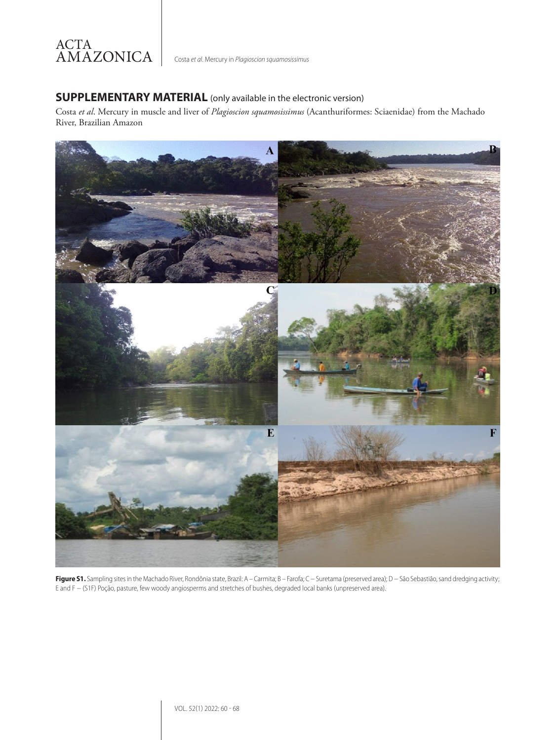## SUPPLEMENTARY MATERIAL (only available in the electronic version)

Costa *et al*. Mercury in muscle and liver of *Plagioscion squamosissimus* (Acanthuriformes: Sciaenidae) from the Machado River, Brazilian Amazon

**Figure S1.** Sampling sites in the Machado River, Rondônia state, Brazil: A – Carmita; B – Farofa; C – Suretama (preserved area); D – São Sebastião, sand dredging activity; E and F – (S1F) Poção, pasture, few woody angiosperms and stretches of bushes, degraded local banks (unpreserved area).